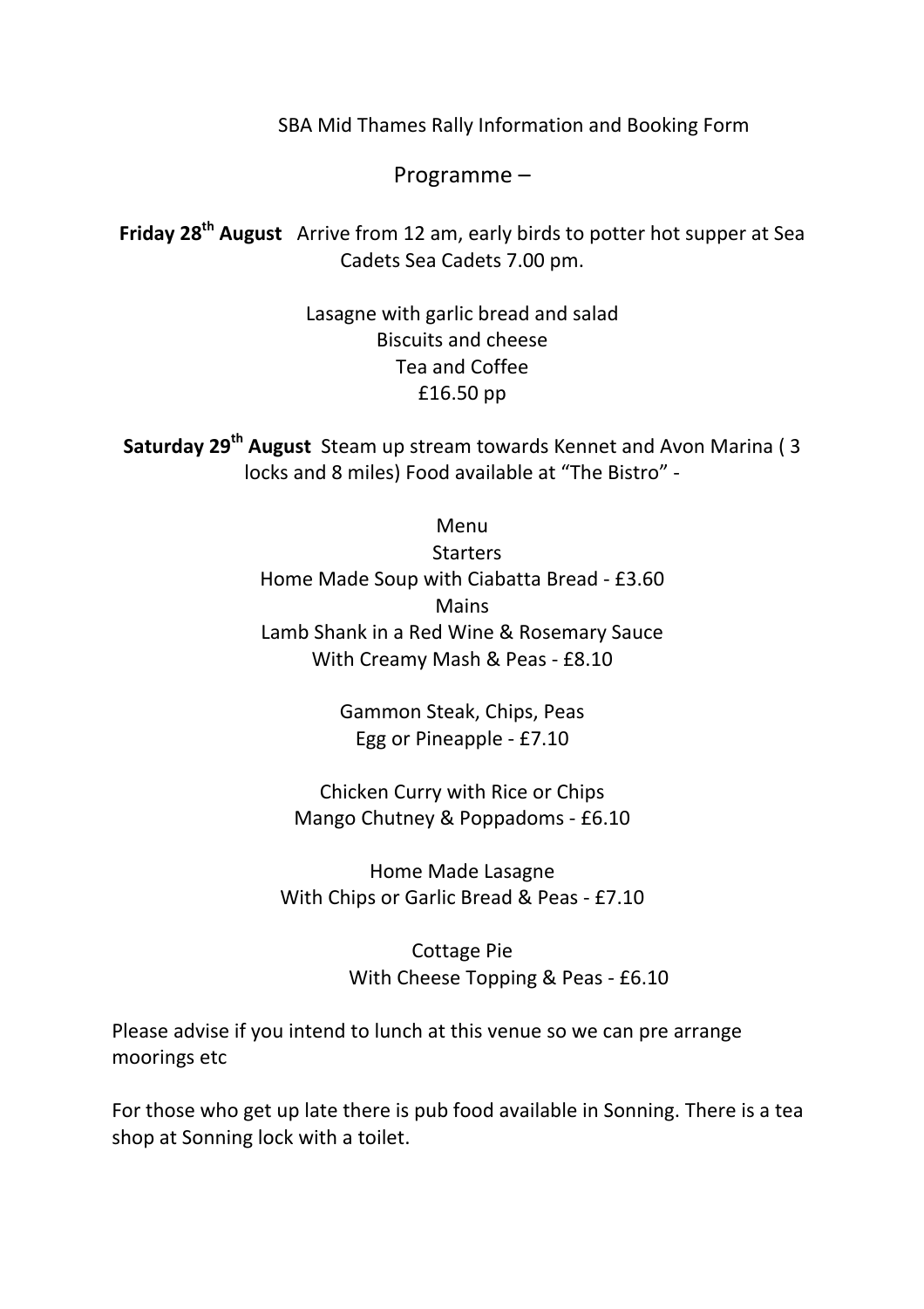SBA Mid Thames Rally Information and Booking Form

Programme –

**Friday 28th August** Arrive from 12 am, early birds to potter hot supper at Sea Cadets Sea Cadets 7.00 pm.

Lasagne with garlic bread and salad
Biscuits and cheese
Tea and Coffee
£16.50 pp

**Saturday 29th August** Steam up stream towards Kennet and Avon Marina ( 3 locks and 8 miles) Food available at "The Bistro" -

Menu

Starters

Home Made Soup with Ciabatta Bread - £3.60

Mains

Lamb Shank in a Red Wine & Rosemary Sauce
With Creamy Mash & Peas - £8.10

Gammon Steak, Chips, Peas
Egg or Pineapple - £7.10

Chicken Curry with Rice or Chips
Mango Chutney & Poppadoms - £6.10

Home Made Lasagne
With Chips or Garlic Bread & Peas - £7.10

Cottage Pie
With Cheese Topping & Peas - £6.10

Please advise if you intend to lunch at this venue so we can pre arrange moorings etc

For those who get up late there is pub food available in Sonning. There is a tea shop at Sonning lock with a toilet.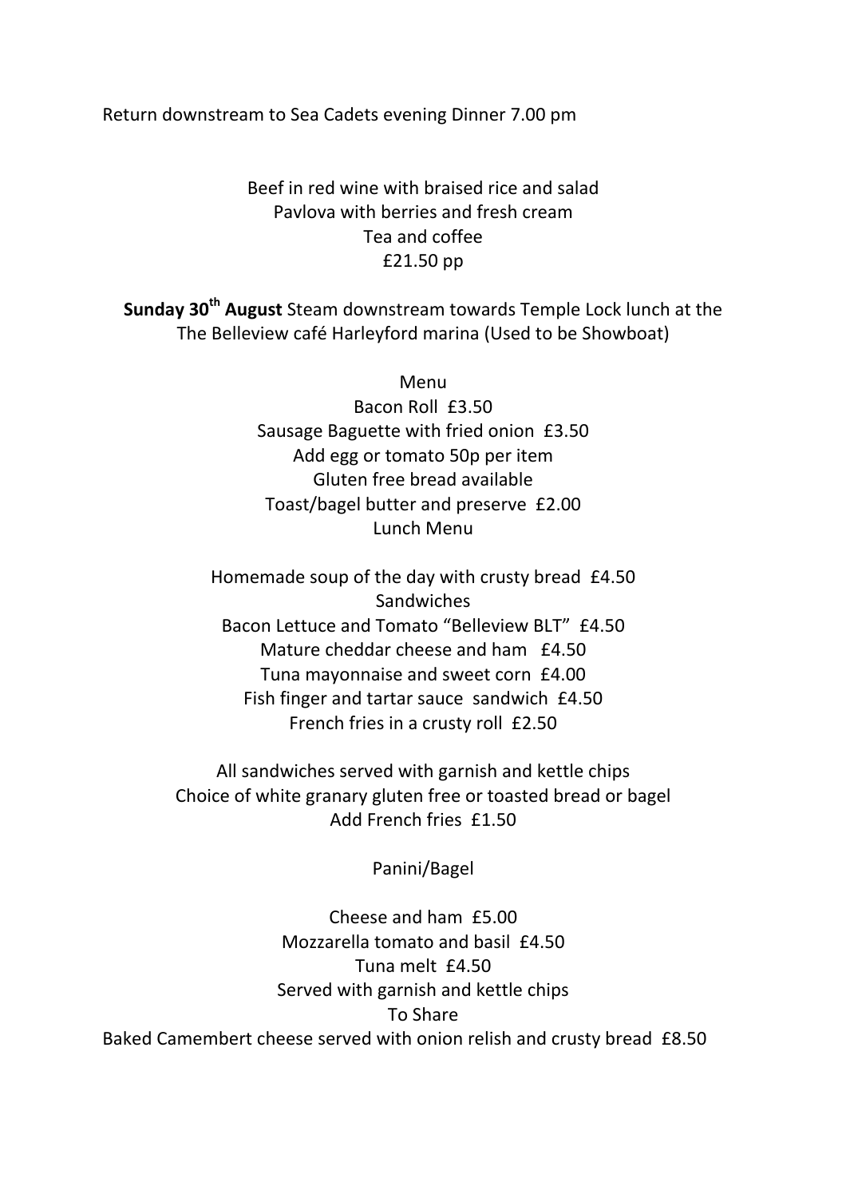Return downstream to Sea Cadets evening Dinner 7.00 pm

Beef in red wine with braised rice and salad
Pavlova with berries and fresh cream
Tea and coffee
£21.50 pp

**Sunday 30th August** Steam downstream towards Temple Lock lunch at the The Belleview café Harleyford marina (Used to be Showboat)

Menu
Bacon Roll £3.50
Sausage Baguette with fried onion £3.50
Add egg or tomato 50p per item
Gluten free bread available
Toast/bagel butter and preserve £2.00
Lunch Menu

Homemade soup of the day with crusty bread £4.50
Sandwiches
Bacon Lettuce and Tomato "Belleview BLT" £4.50
Mature cheddar cheese and ham £4.50
Tuna mayonnaise and sweet corn £4.00
Fish finger and tartar sauce sandwich £4.50
French fries in a crusty roll £2.50

All sandwiches served with garnish and kettle chips
Choice of white granary gluten free or toasted bread or bagel
Add French fries £1.50

Panini/Bagel

Cheese and ham £5.00
Mozzarella tomato and basil £4.50
Tuna melt £4.50
Served with garnish and kettle chips
To Share
Baked Camembert cheese served with onion relish and crusty bread £8.50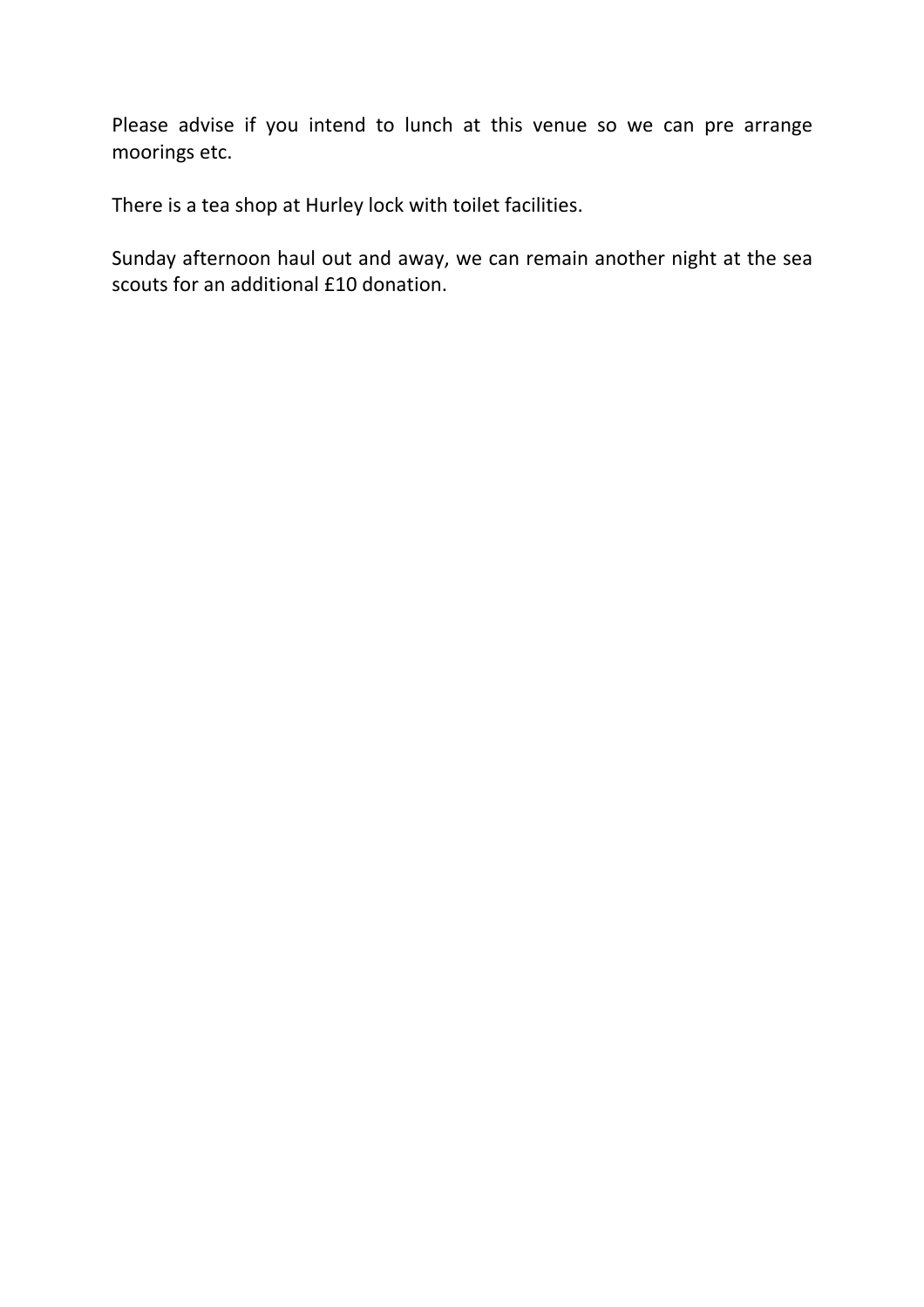Please advise if you intend to lunch at this venue so we can pre arrange moorings etc.

There is a tea shop at Hurley lock with toilet facilities.

Sunday afternoon haul out and away, we can remain another night at the sea scouts for an additional £10 donation.